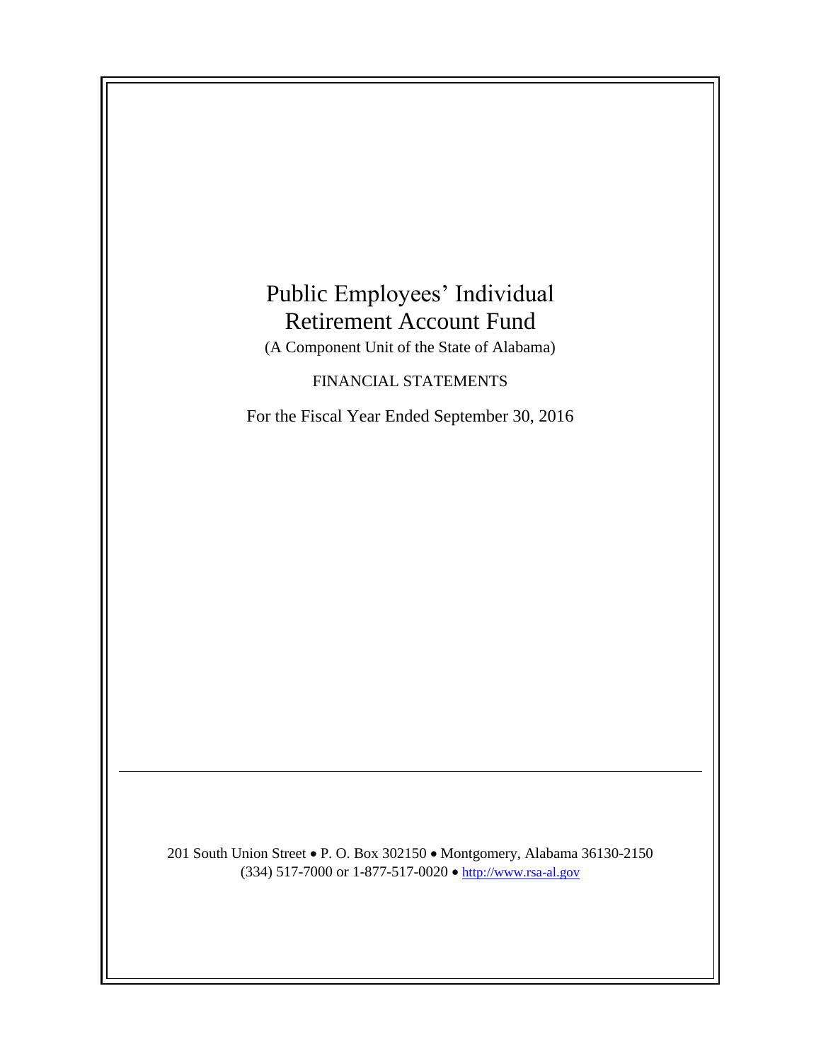# Public Employees' Individual Retirement Account Fund

(A Component Unit of the State of Alabama)

FINANCIAL STATEMENTS

For the Fiscal Year Ended September 30, 2016

---

201 South Union Street • P. O. Box 302150 • Montgomery, Alabama 36130-2150
(334) 517-7000 or 1-877-517-0020 • http://www.rsa-al.gov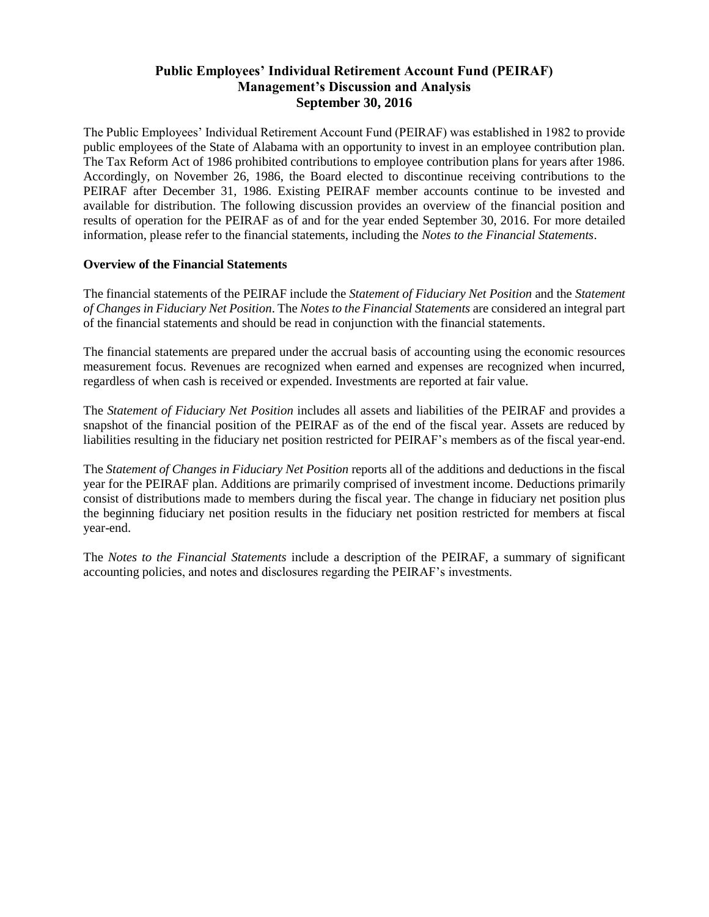# Public Employees' Individual Retirement Account Fund (PEIRAF)
## Management's Discussion and Analysis
## September 30, 2016

The Public Employees' Individual Retirement Account Fund (PEIRAF) was established in 1982 to provide public employees of the State of Alabama with an opportunity to invest in an employee contribution plan. The Tax Reform Act of 1986 prohibited contributions to employee contribution plans for years after 1986. Accordingly, on November 26, 1986, the Board elected to discontinue receiving contributions to the PEIRAF after December 31, 1986. Existing PEIRAF member accounts continue to be invested and available for distribution. The following discussion provides an overview of the financial position and results of operation for the PEIRAF as of and for the year ended September 30, 2016. For more detailed information, please refer to the financial statements, including the *Notes to the Financial Statements*.

**Overview of the Financial Statements**

The financial statements of the PEIRAF include the *Statement of Fiduciary Net Position* and the *Statement of Changes in Fiduciary Net Position*. The *Notes to the Financial Statements* are considered an integral part of the financial statements and should be read in conjunction with the financial statements.

The financial statements are prepared under the accrual basis of accounting using the economic resources measurement focus. Revenues are recognized when earned and expenses are recognized when incurred, regardless of when cash is received or expended. Investments are reported at fair value.

The *Statement of Fiduciary Net Position* includes all assets and liabilities of the PEIRAF and provides a snapshot of the financial position of the PEIRAF as of the end of the fiscal year. Assets are reduced by liabilities resulting in the fiduciary net position restricted for PEIRAF's members as of the fiscal year-end.

The *Statement of Changes in Fiduciary Net Position* reports all of the additions and deductions in the fiscal year for the PEIRAF plan. Additions are primarily comprised of investment income. Deductions primarily consist of distributions made to members during the fiscal year. The change in fiduciary net position plus the beginning fiduciary net position results in the fiduciary net position restricted for members at fiscal year-end.

The *Notes to the Financial Statements* include a description of the PEIRAF, a summary of significant accounting policies, and notes and disclosures regarding the PEIRAF's investments.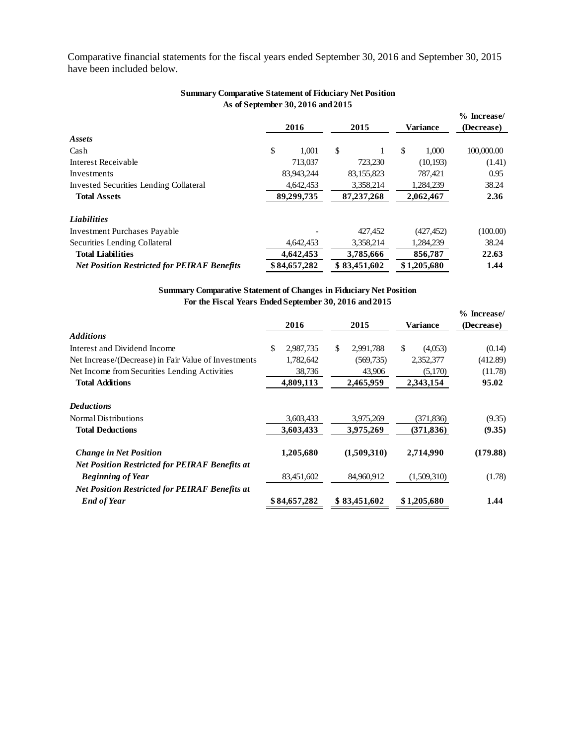Comparative financial statements for the fiscal years ended September 30, 2016 and September 30, 2015 have been included below.

**Summary Comparative Statement of Fiduciary Net Position**
**As of September 30, 2016 and 2015**

| | 2016 | 2015 | Variance | % Increase/ (Decrease) |
|---|---|---|---|---|
| ***Assets*** | | | | |
| Cash | $ 1,001 | $ 1 | $ 1,000 | 100,000.00 |
| Interest Receivable | 713,037 | 723,230 | (10,193) | (1.41) |
| Investments | 83,943,244 | 83,155,823 | 787,421 | 0.95 |
| Invested Securities Lending Collateral | 4,642,453 | 3,358,214 | 1,284,239 | 38.24 |
| **Total Assets** | **89,299,735** | **87,237,268** | **2,062,467** | **2.36** |
| ***Liabilities*** | | | | |
| Investment Purchases Payable | - | 427,452 | (427,452) | (100.00) |
| Securities Lending Collateral | 4,642,453 | 3,358,214 | 1,284,239 | 38.24 |
| **Total Liabilities** | **4,642,453** | **3,785,666** | **856,787** | **22.63** |
| ***Net Position Restricted for PEIRAF Benefits*** | **$ 84,657,282** | **$ 83,451,602** | **$ 1,205,680** | **1.44** |

**Summary Comparative Statement of Changes in Fiduciary Net Position**
**For the Fiscal Years Ended September 30, 2016 and 2015**

| | 2016 | 2015 | Variance | % Increase/ (Decrease) |
|---|---|---|---|---|
| ***Additions*** | | | | |
| Interest and Dividend Income | $ 2,987,735 | $ 2,991,788 | $ (4,053) | (0.14) |
| Net Increase/(Decrease) in Fair Value of Investments | 1,782,642 | (569,735) | 2,352,377 | (412.89) |
| Net Income from Securities Lending Activities | 38,736 | 43,906 | (5,170) | (11.78) |
| **Total Additions** | **4,809,113** | **2,465,959** | **2,343,154** | **95.02** |
| ***Deductions*** | | | | |
| Normal Distributions | 3,603,433 | 3,975,269 | (371,836) | (9.35) |
| **Total Deductions** | **3,603,433** | **3,975,269** | **(371,836)** | **(9.35)** |
| ***Change in Net Position*** | **1,205,680** | **(1,509,310)** | **2,714,990** | **(179.88)** |
| ***Net Position Restricted for PEIRAF Benefits at Beginning of Year*** | 83,451,602 | 84,960,912 | (1,509,310) | (1.78) |
| ***Net Position Restricted for PEIRAF Benefits at End of Year*** | **$ 84,657,282** | **$ 83,451,602** | **$ 1,205,680** | **1.44** |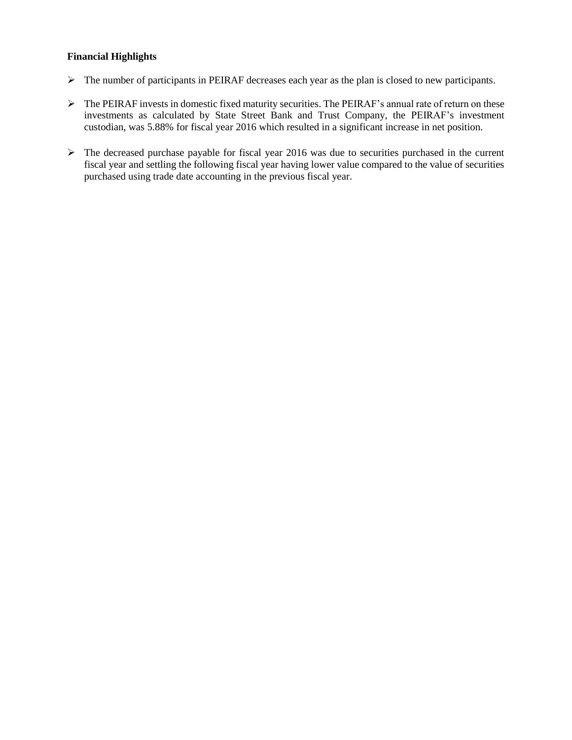**Financial Highlights**

- The number of participants in PEIRAF decreases each year as the plan is closed to new participants.

- The PEIRAF invests in domestic fixed maturity securities. The PEIRAF's annual rate of return on these investments as calculated by State Street Bank and Trust Company, the PEIRAF's investment custodian, was 5.88% for fiscal year 2016 which resulted in a significant increase in net position.

- The decreased purchase payable for fiscal year 2016 was due to securities purchased in the current fiscal year and settling the following fiscal year having lower value compared to the value of securities purchased using trade date accounting in the previous fiscal year.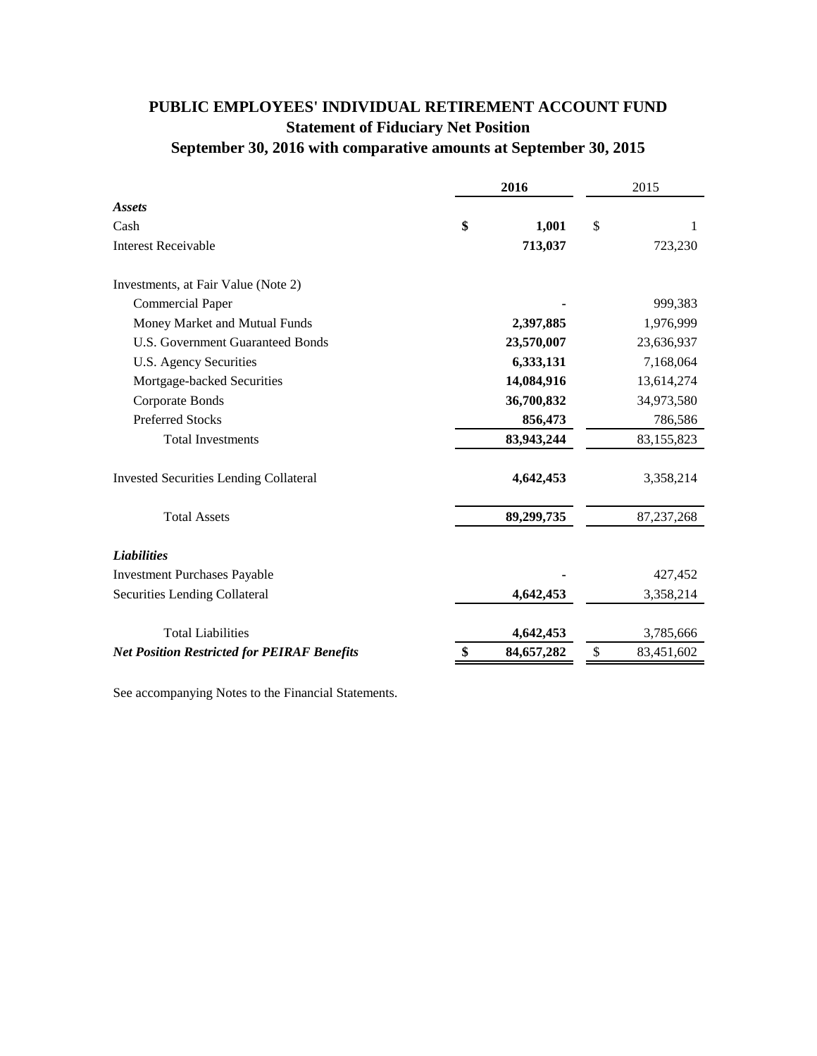# PUBLIC EMPLOYEES' INDIVIDUAL RETIREMENT ACCOUNT FUND

## Statement of Fiduciary Net Position

## September 30, 2016 with comparative amounts at September 30, 2015

| | **2016** | 2015 |
|---|---|---|
| ***Assets*** | | |
| Cash | **$ 1,001** | $ 1 |
| Interest Receivable | **713,037** | 723,230 |
| Investments, at Fair Value (Note 2) | | |
| Commercial Paper | **-** | 999,383 |
| Money Market and Mutual Funds | **2,397,885** | 1,976,999 |
| U.S. Government Guaranteed Bonds | **23,570,007** | 23,636,937 |
| U.S. Agency Securities | **6,333,131** | 7,168,064 |
| Mortgage-backed Securities | **14,084,916** | 13,614,274 |
| Corporate Bonds | **36,700,832** | 34,973,580 |
| Preferred Stocks | **856,473** | 786,586 |
| Total Investments | **83,943,244** | 83,155,823 |
| Invested Securities Lending Collateral | **4,642,453** | 3,358,214 |
| Total Assets | **89,299,735** | 87,237,268 |
| ***Liabilities*** | | |
| Investment Purchases Payable | **-** | 427,452 |
| Securities Lending Collateral | **4,642,453** | 3,358,214 |
| Total Liabilities | **4,642,453** | 3,785,666 |
| ***Net Position Restricted for PEIRAF Benefits*** | **$ 84,657,282** | $ 83,451,602 |

See accompanying Notes to the Financial Statements.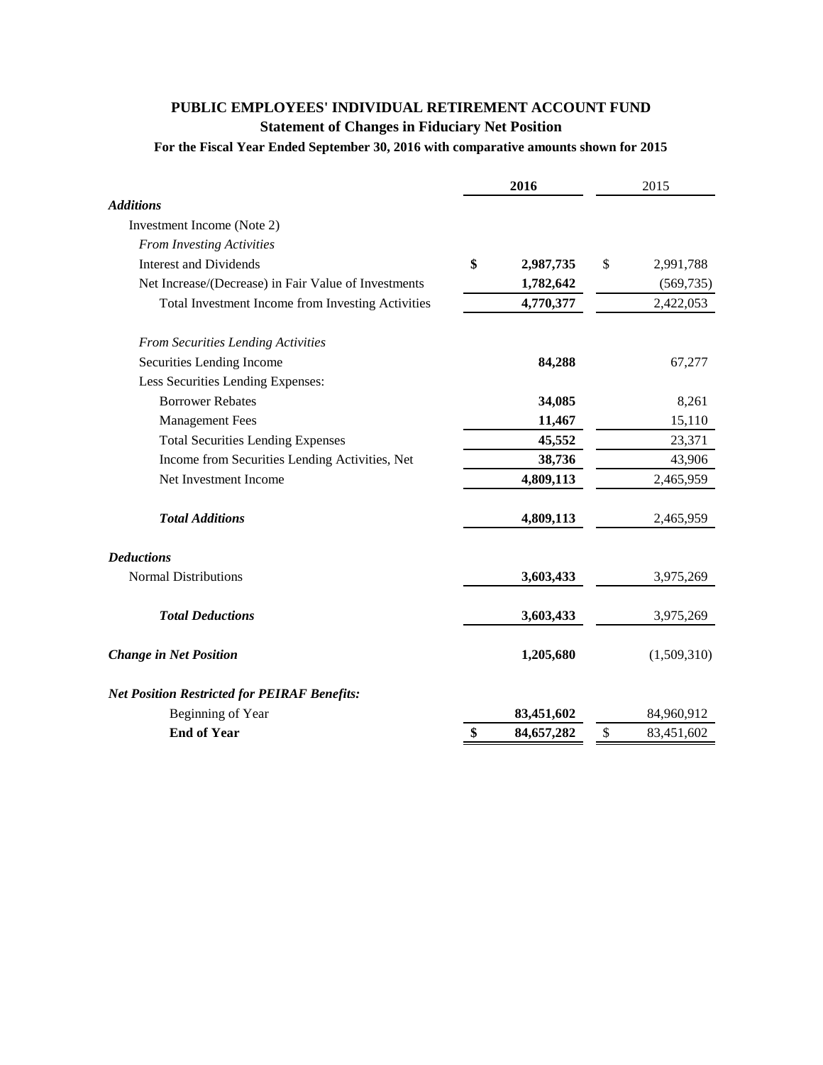# PUBLIC EMPLOYEES' INDIVIDUAL RETIREMENT ACCOUNT FUND

## Statement of Changes in Fiduciary Net Position

### For the Fiscal Year Ended September 30, 2016 with comparative amounts shown for 2015

| | 2016 | 2015 |
|---|---|---|
| ***Additions*** | | |
| Investment Income (Note 2) | | |
| *From Investing Activities* | | |
| Interest and Dividends | **$ 2,987,735** | $ 2,991,788 |
| Net Increase/(Decrease) in Fair Value of Investments | **1,782,642** | (569,735) |
| Total Investment Income from Investing Activities | **4,770,377** | 2,422,053 |
| *From Securities Lending Activities* | | |
| Securities Lending Income | **84,288** | 67,277 |
| Less Securities Lending Expenses: | | |
| Borrower Rebates | **34,085** | 8,261 |
| Management Fees | **11,467** | 15,110 |
| Total Securities Lending Expenses | **45,552** | 23,371 |
| Income from Securities Lending Activities, Net | **38,736** | 43,906 |
| Net Investment Income | **4,809,113** | 2,465,959 |
| ***Total Additions*** | **4,809,113** | 2,465,959 |
| ***Deductions*** | | |
| Normal Distributions | **3,603,433** | 3,975,269 |
| ***Total Deductions*** | **3,603,433** | 3,975,269 |
| ***Change in Net Position*** | **1,205,680** | (1,509,310) |
| ***Net Position Restricted for PEIRAF Benefits:*** | | |
| Beginning of Year | **83,451,602** | 84,960,912 |
| **End of Year** | **$ 84,657,282** | $ 83,451,602 |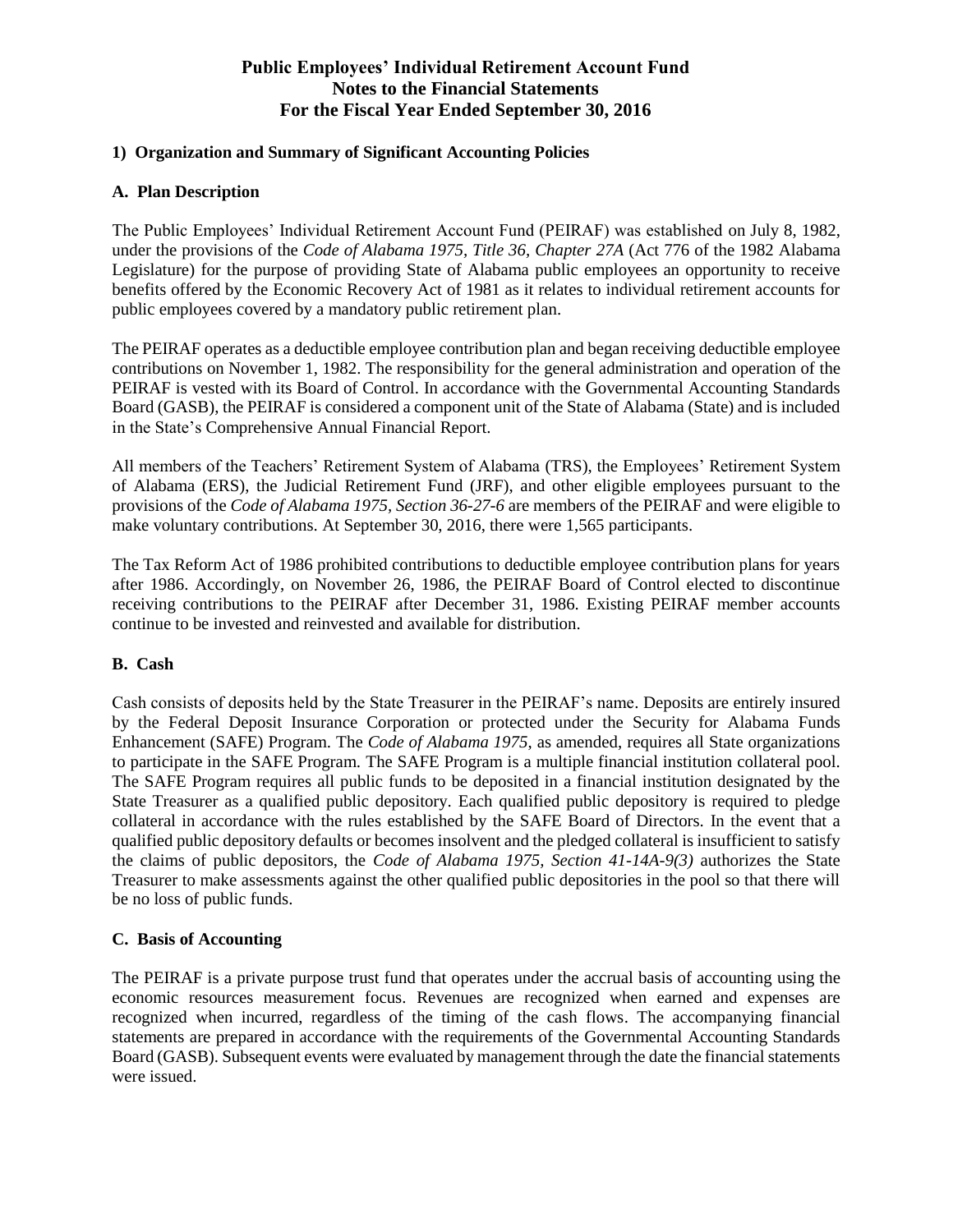# Public Employees' Individual Retirement Account Fund
# Notes to the Financial Statements
# For the Fiscal Year Ended September 30, 2016

## 1) Organization and Summary of Significant Accounting Policies

### A. Plan Description

The Public Employees' Individual Retirement Account Fund (PEIRAF) was established on July 8, 1982, under the provisions of the *Code of Alabama 1975, Title 36, Chapter 27A* (Act 776 of the 1982 Alabama Legislature) for the purpose of providing State of Alabama public employees an opportunity to receive benefits offered by the Economic Recovery Act of 1981 as it relates to individual retirement accounts for public employees covered by a mandatory public retirement plan.

The PEIRAF operates as a deductible employee contribution plan and began receiving deductible employee contributions on November 1, 1982. The responsibility for the general administration and operation of the PEIRAF is vested with its Board of Control. In accordance with the Governmental Accounting Standards Board (GASB), the PEIRAF is considered a component unit of the State of Alabama (State) and is included in the State's Comprehensive Annual Financial Report.

All members of the Teachers' Retirement System of Alabama (TRS), the Employees' Retirement System of Alabama (ERS), the Judicial Retirement Fund (JRF), and other eligible employees pursuant to the provisions of the *Code of Alabama 1975, Section 36-27-6* are members of the PEIRAF and were eligible to make voluntary contributions. At September 30, 2016, there were 1,565 participants.

The Tax Reform Act of 1986 prohibited contributions to deductible employee contribution plans for years after 1986. Accordingly, on November 26, 1986, the PEIRAF Board of Control elected to discontinue receiving contributions to the PEIRAF after December 31, 1986. Existing PEIRAF member accounts continue to be invested and reinvested and available for distribution.

### B. Cash

Cash consists of deposits held by the State Treasurer in the PEIRAF's name. Deposits are entirely insured by the Federal Deposit Insurance Corporation or protected under the Security for Alabama Funds Enhancement (SAFE) Program. The *Code of Alabama 1975*, as amended, requires all State organizations to participate in the SAFE Program. The SAFE Program is a multiple financial institution collateral pool. The SAFE Program requires all public funds to be deposited in a financial institution designated by the State Treasurer as a qualified public depository. Each qualified public depository is required to pledge collateral in accordance with the rules established by the SAFE Board of Directors. In the event that a qualified public depository defaults or becomes insolvent and the pledged collateral is insufficient to satisfy the claims of public depositors, the *Code of Alabama 1975, Section 41-14A-9(3)* authorizes the State Treasurer to make assessments against the other qualified public depositories in the pool so that there will be no loss of public funds.

### C. Basis of Accounting

The PEIRAF is a private purpose trust fund that operates under the accrual basis of accounting using the economic resources measurement focus. Revenues are recognized when earned and expenses are recognized when incurred, regardless of the timing of the cash flows. The accompanying financial statements are prepared in accordance with the requirements of the Governmental Accounting Standards Board (GASB). Subsequent events were evaluated by management through the date the financial statements were issued.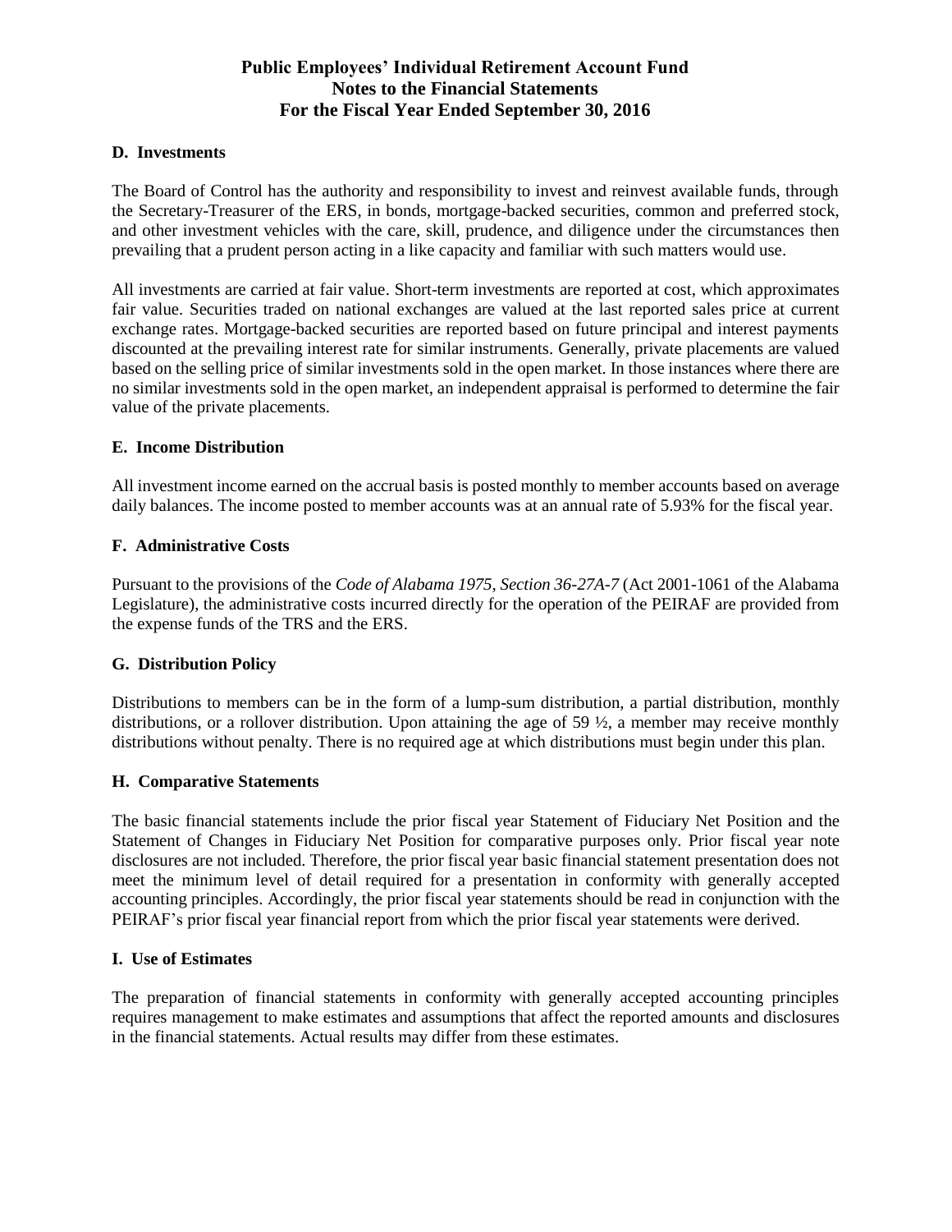# Public Employees' Individual Retirement Account Fund
# Notes to the Financial Statements
# For the Fiscal Year Ended September 30, 2016

### D. Investments

The Board of Control has the authority and responsibility to invest and reinvest available funds, through the Secretary-Treasurer of the ERS, in bonds, mortgage-backed securities, common and preferred stock, and other investment vehicles with the care, skill, prudence, and diligence under the circumstances then prevailing that a prudent person acting in a like capacity and familiar with such matters would use.

All investments are carried at fair value. Short-term investments are reported at cost, which approximates fair value. Securities traded on national exchanges are valued at the last reported sales price at current exchange rates. Mortgage-backed securities are reported based on future principal and interest payments discounted at the prevailing interest rate for similar instruments. Generally, private placements are valued based on the selling price of similar investments sold in the open market. In those instances where there are no similar investments sold in the open market, an independent appraisal is performed to determine the fair value of the private placements.

### E. Income Distribution

All investment income earned on the accrual basis is posted monthly to member accounts based on average daily balances. The income posted to member accounts was at an annual rate of 5.93% for the fiscal year.

### F. Administrative Costs

Pursuant to the provisions of the *Code of Alabama 1975, Section 36-27A-7* (Act 2001-1061 of the Alabama Legislature), the administrative costs incurred directly for the operation of the PEIRAF are provided from the expense funds of the TRS and the ERS.

### G. Distribution Policy

Distributions to members can be in the form of a lump-sum distribution, a partial distribution, monthly distributions, or a rollover distribution. Upon attaining the age of 59 ½, a member may receive monthly distributions without penalty. There is no required age at which distributions must begin under this plan.

### H. Comparative Statements

The basic financial statements include the prior fiscal year Statement of Fiduciary Net Position and the Statement of Changes in Fiduciary Net Position for comparative purposes only. Prior fiscal year note disclosures are not included. Therefore, the prior fiscal year basic financial statement presentation does not meet the minimum level of detail required for a presentation in conformity with generally accepted accounting principles. Accordingly, the prior fiscal year statements should be read in conjunction with the PEIRAF's prior fiscal year financial report from which the prior fiscal year statements were derived.

### I. Use of Estimates

The preparation of financial statements in conformity with generally accepted accounting principles requires management to make estimates and assumptions that affect the reported amounts and disclosures in the financial statements. Actual results may differ from these estimates.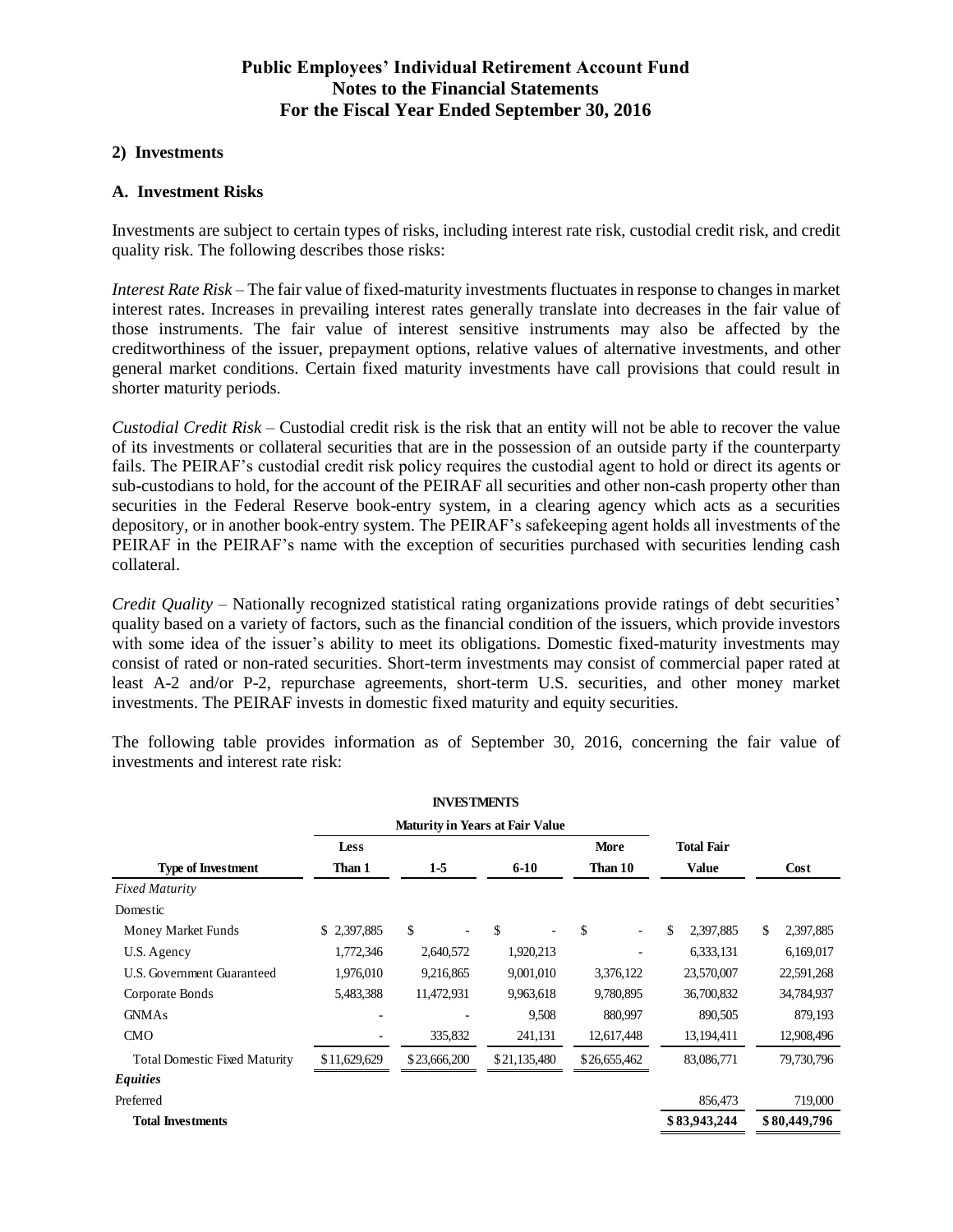**Public Employees' Individual Retirement Account Fund**
**Notes to the Financial Statements**
**For the Fiscal Year Ended September 30, 2016**

## 2) Investments

### A. Investment Risks

Investments are subject to certain types of risks, including interest rate risk, custodial credit risk, and credit quality risk. The following describes those risks:

*Interest Rate Risk* – The fair value of fixed-maturity investments fluctuates in response to changes in market interest rates. Increases in prevailing interest rates generally translate into decreases in the fair value of those instruments. The fair value of interest sensitive instruments may also be affected by the creditworthiness of the issuer, prepayment options, relative values of alternative investments, and other general market conditions. Certain fixed maturity investments have call provisions that could result in shorter maturity periods.

*Custodial Credit Risk* – Custodial credit risk is the risk that an entity will not be able to recover the value of its investments or collateral securities that are in the possession of an outside party if the counterparty fails. The PEIRAF's custodial credit risk policy requires the custodial agent to hold or direct its agents or sub-custodians to hold, for the account of the PEIRAF all securities and other non-cash property other than securities in the Federal Reserve book-entry system, in a clearing agency which acts as a securities depository, or in another book-entry system. The PEIRAF's safekeeping agent holds all investments of the PEIRAF in the PEIRAF's name with the exception of securities purchased with securities lending cash collateral.

*Credit Quality* – Nationally recognized statistical rating organizations provide ratings of debt securities' quality based on a variety of factors, such as the financial condition of the issuers, which provide investors with some idea of the issuer's ability to meet its obligations. Domestic fixed-maturity investments may consist of rated or non-rated securities. Short-term investments may consist of commercial paper rated at least A-2 and/or P-2, repurchase agreements, short-term U.S. securities, and other money market investments. The PEIRAF invests in domestic fixed maturity and equity securities.

The following table provides information as of September 30, 2016, concerning the fair value of investments and interest rate risk:

**INVESTMENTS**

| | Maturity in Years at Fair Value | | | | | |
|---|---|---|---|---|---|---|
| **Type of Investment** | **Less Than 1** | **1-5** | **6-10** | **More Than 10** | **Total Fair Value** | **Cost** |
| *Fixed Maturity* | | | | | | |
| Domestic | | | | | | |
| Money Market Funds | $ 2,397,885 | $ - | $ - | $ - | $ 2,397,885 | $ 2,397,885 |
| U.S. Agency | 1,772,346 | 2,640,572 | 1,920,213 | - | 6,333,131 | 6,169,017 |
| U.S. Government Guaranteed | 1,976,010 | 9,216,865 | 9,001,010 | 3,376,122 | 23,570,007 | 22,591,268 |
| Corporate Bonds | 5,483,388 | 11,472,931 | 9,963,618 | 9,780,895 | 36,700,832 | 34,784,937 |
| GNMAs | - | - | 9,508 | 880,997 | 890,505 | 879,193 |
| CMO | - | 335,832 | 241,131 | 12,617,448 | 13,194,411 | 12,908,496 |
| Total Domestic Fixed Maturity | $11,629,629 | $23,666,200 | $21,135,480 | $26,655,462 | 83,086,771 | 79,730,796 |
| ***Equities*** | | | | | | |
| Preferred | | | | | 856,473 | 719,000 |
| **Total Investments** | | | | | **$83,943,244** | **$80,449,796** |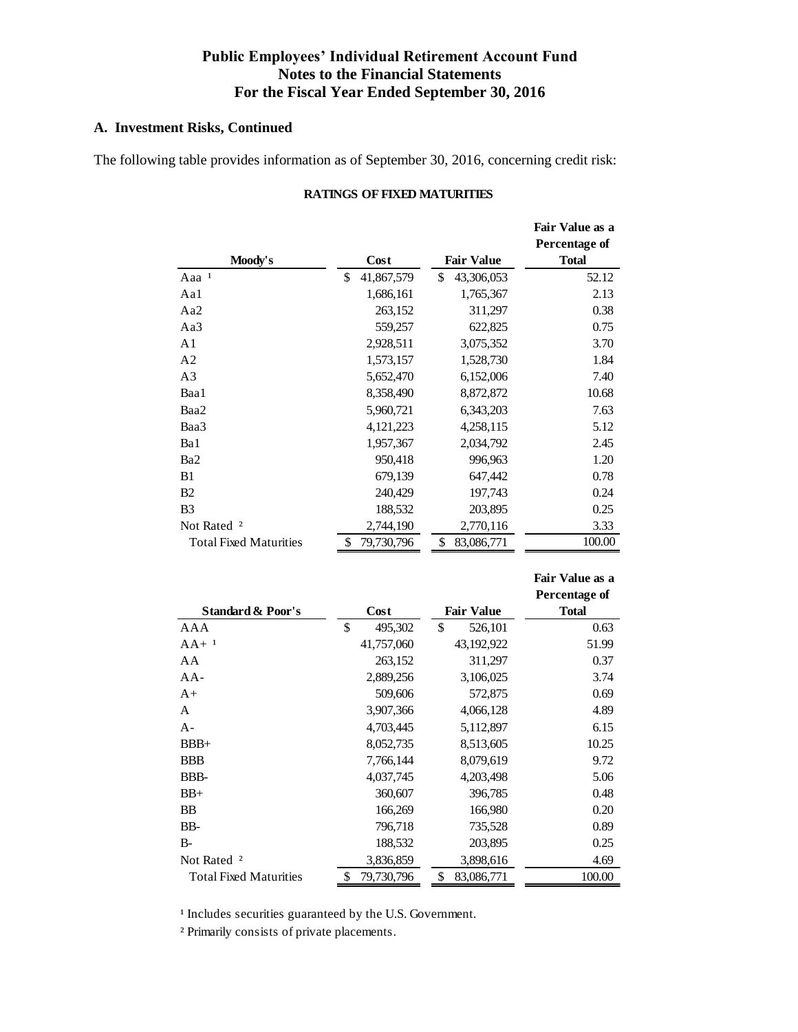# Public Employees' Individual Retirement Account Fund
## Notes to the Financial Statements
## For the Fiscal Year Ended September 30, 2016

### A. Investment Risks, Continued

The following table provides information as of September 30, 2016, concerning credit risk:

**RATINGS OF FIXED MATURITIES**

| Moody's | Cost | Fair Value | Fair Value as a Percentage of Total |
|---|---|---|---|
| Aaa [1] | $ 41,867,579 | $ 43,306,053 | 52.12 |
| Aa1 | 1,686,161 | 1,765,367 | 2.13 |
| Aa2 | 263,152 | 311,297 | 0.38 |
| Aa3 | 559,257 | 622,825 | 0.75 |
| A1 | 2,928,511 | 3,075,352 | 3.70 |
| A2 | 1,573,157 | 1,528,730 | 1.84 |
| A3 | 5,652,470 | 6,152,006 | 7.40 |
| Baa1 | 8,358,490 | 8,872,872 | 10.68 |
| Baa2 | 5,960,721 | 6,343,203 | 7.63 |
| Baa3 | 4,121,223 | 4,258,115 | 5.12 |
| Ba1 | 1,957,367 | 2,034,792 | 2.45 |
| Ba2 | 950,418 | 996,963 | 1.20 |
| B1 | 679,139 | 647,442 | 0.78 |
| B2 | 240,429 | 197,743 | 0.24 |
| B3 | 188,532 | 203,895 | 0.25 |
| Not Rated [2] | 2,744,190 | 2,770,116 | 3.33 |
| Total Fixed Maturities | $ 79,730,796 | $ 83,086,771 | 100.00 |

| Standard & Poor's | Cost | Fair Value | Fair Value as a Percentage of Total |
|---|---|---|---|
| AAA | $ 495,302 | $ 526,101 | 0.63 |
| AA+ [1] | 41,757,060 | 43,192,922 | 51.99 |
| AA | 263,152 | 311,297 | 0.37 |
| AA- | 2,889,256 | 3,106,025 | 3.74 |
| A+ | 509,606 | 572,875 | 0.69 |
| A | 3,907,366 | 4,066,128 | 4.89 |
| A- | 4,703,445 | 5,112,897 | 6.15 |
| BBB+ | 8,052,735 | 8,513,605 | 10.25 |
| BBB | 7,766,144 | 8,079,619 | 9.72 |
| BBB- | 4,037,745 | 4,203,498 | 5.06 |
| BB+ | 360,607 | 396,785 | 0.48 |
| BB | 166,269 | 166,980 | 0.20 |
| BB- | 796,718 | 735,528 | 0.89 |
| B- | 188,532 | 203,895 | 0.25 |
| Not Rated [2] | 3,836,859 | 3,898,616 | 4.69 |
| Total Fixed Maturities | $ 79,730,796 | $ 83,086,771 | 100.00 |

[1] Includes securities guaranteed by the U.S. Government.

[2] Primarily consists of private placements.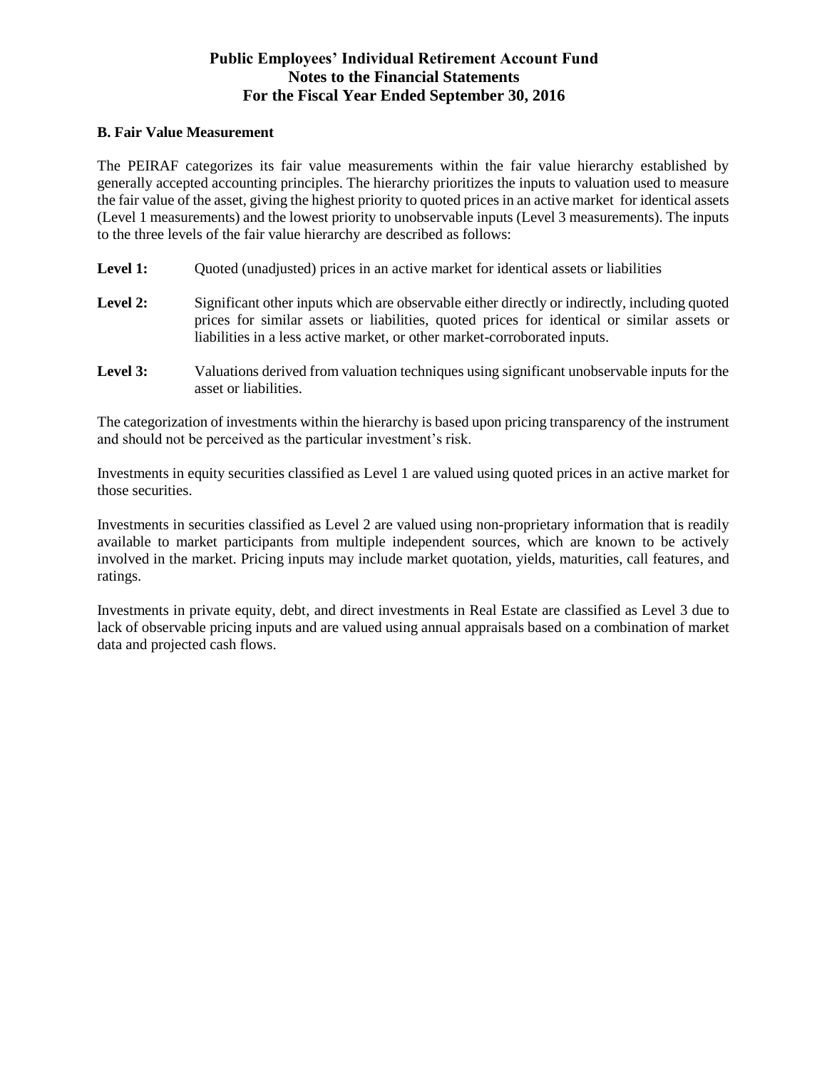# Public Employees' Individual Retirement Account Fund
## Notes to the Financial Statements
## For the Fiscal Year Ended September 30, 2016

**B. Fair Value Measurement**

The PEIRAF categorizes its fair value measurements within the fair value hierarchy established by generally accepted accounting principles. The hierarchy prioritizes the inputs to valuation used to measure the fair value of the asset, giving the highest priority to quoted prices in an active market for identical assets (Level 1 measurements) and the lowest priority to unobservable inputs (Level 3 measurements). The inputs to the three levels of the fair value hierarchy are described as follows:

**Level 1:** Quoted (unadjusted) prices in an active market for identical assets or liabilities

**Level 2:** Significant other inputs which are observable either directly or indirectly, including quoted prices for similar assets or liabilities, quoted prices for identical or similar assets or liabilities in a less active market, or other market-corroborated inputs.

**Level 3:** Valuations derived from valuation techniques using significant unobservable inputs for the asset or liabilities.

The categorization of investments within the hierarchy is based upon pricing transparency of the instrument and should not be perceived as the particular investment's risk.

Investments in equity securities classified as Level 1 are valued using quoted prices in an active market for those securities.

Investments in securities classified as Level 2 are valued using non-proprietary information that is readily available to market participants from multiple independent sources, which are known to be actively involved in the market. Pricing inputs may include market quotation, yields, maturities, call features, and ratings.

Investments in private equity, debt, and direct investments in Real Estate are classified as Level 3 due to lack of observable pricing inputs and are valued using annual appraisals based on a combination of market data and projected cash flows.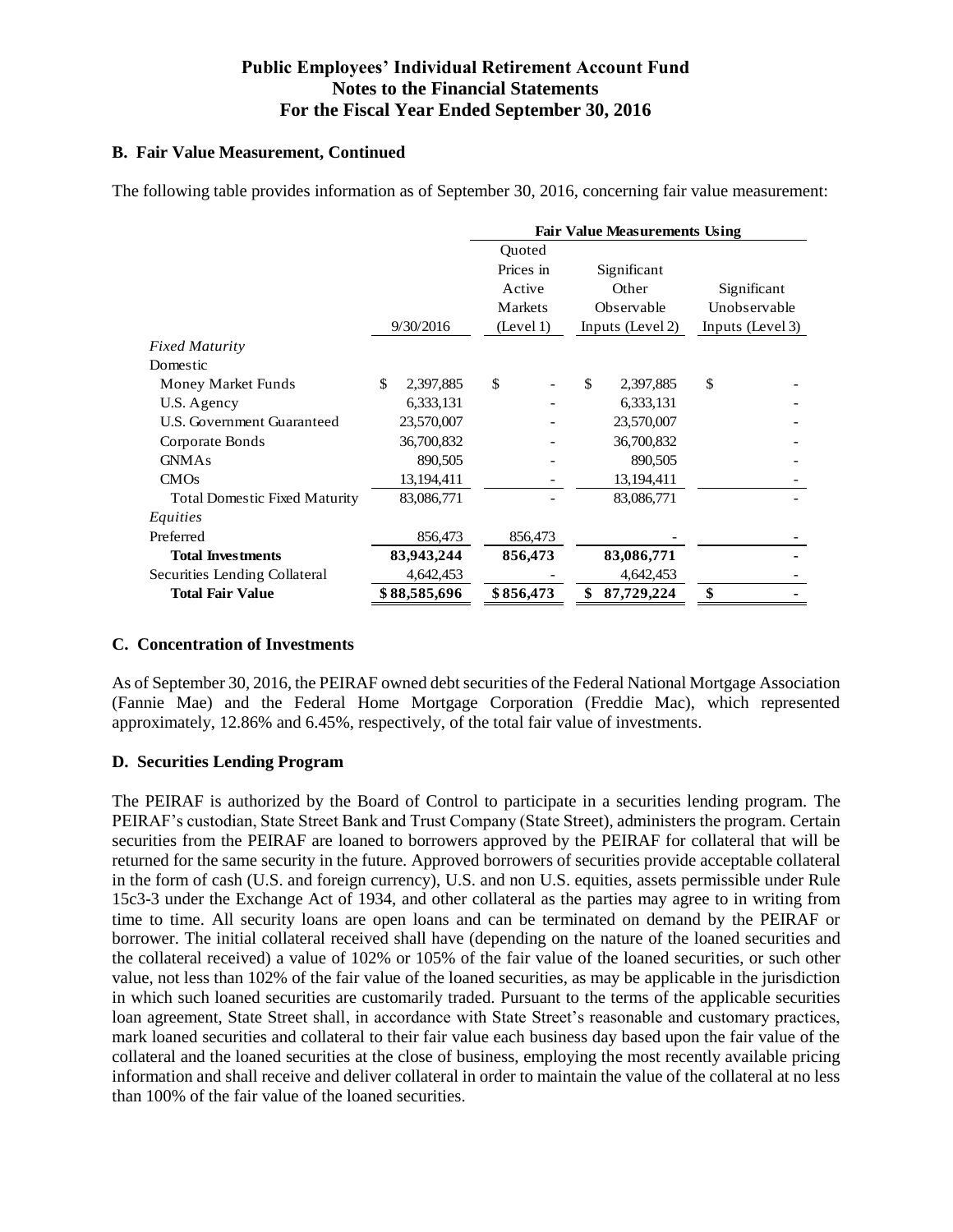# Public Employees' Individual Retirement Account Fund
## Notes to the Financial Statements
## For the Fiscal Year Ended September 30, 2016

### B. Fair Value Measurement, Continued

The following table provides information as of September 30, 2016, concerning fair value measurement:

| | | Fair Value Measurements Using | | |
|---|---|---|---|---|
| | 9/30/2016 | Quoted Prices in Active Markets (Level 1) | Significant Other Observable Inputs (Level 2) | Significant Unobservable Inputs (Level 3) |
| *Fixed Maturity* | | | | |
| Domestic | | | | |
| Money Market Funds | $ 2,397,885 | $ - | $ 2,397,885 | $ - |
| U.S. Agency | 6,333,131 | - | 6,333,131 | - |
| U.S. Government Guaranteed | 23,570,007 | - | 23,570,007 | - |
| Corporate Bonds | 36,700,832 | - | 36,700,832 | - |
| GNMAs | 890,505 | - | 890,505 | - |
| CMOs | 13,194,411 | - | 13,194,411 | - |
| Total Domestic Fixed Maturity | 83,086,771 | - | 83,086,771 | - |
| *Equities* | | | | |
| Preferred | 856,473 | 856,473 | - | - |
| **Total Investments** | **83,943,244** | **856,473** | **83,086,771** | **-** |
| Securities Lending Collateral | 4,642,453 | - | 4,642,453 | - |
| **Total Fair Value** | **$ 88,585,696** | **$ 856,473** | **$ 87,729,224** | **$ -** |

### C. Concentration of Investments

As of September 30, 2016, the PEIRAF owned debt securities of the Federal National Mortgage Association (Fannie Mae) and the Federal Home Mortgage Corporation (Freddie Mac), which represented approximately, 12.86% and 6.45%, respectively, of the total fair value of investments.

### D. Securities Lending Program

The PEIRAF is authorized by the Board of Control to participate in a securities lending program. The PEIRAF's custodian, State Street Bank and Trust Company (State Street), administers the program. Certain securities from the PEIRAF are loaned to borrowers approved by the PEIRAF for collateral that will be returned for the same security in the future. Approved borrowers of securities provide acceptable collateral in the form of cash (U.S. and foreign currency), U.S. and non U.S. equities, assets permissible under Rule 15c3-3 under the Exchange Act of 1934, and other collateral as the parties may agree to in writing from time to time. All security loans are open loans and can be terminated on demand by the PEIRAF or borrower. The initial collateral received shall have (depending on the nature of the loaned securities and the collateral received) a value of 102% or 105% of the fair value of the loaned securities, or such other value, not less than 102% of the fair value of the loaned securities, as may be applicable in the jurisdiction in which such loaned securities are customarily traded. Pursuant to the terms of the applicable securities loan agreement, State Street shall, in accordance with State Street's reasonable and customary practices, mark loaned securities and collateral to their fair value each business day based upon the fair value of the collateral and the loaned securities at the close of business, employing the most recently available pricing information and shall receive and deliver collateral in order to maintain the value of the collateral at no less than 100% of the fair value of the loaned securities.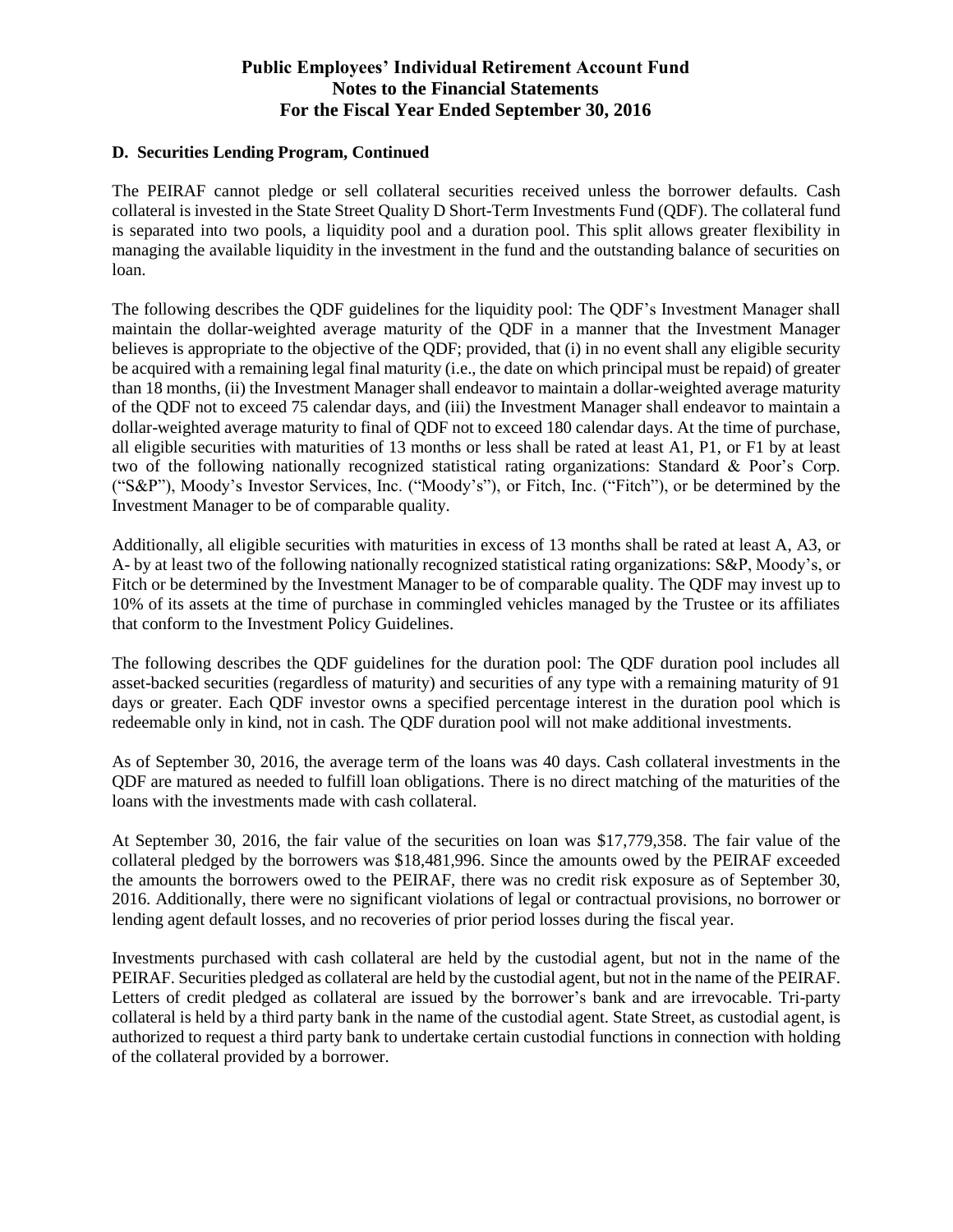# Public Employees' Individual Retirement Account Fund
# Notes to the Financial Statements
# For the Fiscal Year Ended September 30, 2016

### D. Securities Lending Program, Continued

The PEIRAF cannot pledge or sell collateral securities received unless the borrower defaults. Cash collateral is invested in the State Street Quality D Short-Term Investments Fund (QDF). The collateral fund is separated into two pools, a liquidity pool and a duration pool. This split allows greater flexibility in managing the available liquidity in the investment in the fund and the outstanding balance of securities on loan.

The following describes the QDF guidelines for the liquidity pool: The QDF's Investment Manager shall maintain the dollar-weighted average maturity of the QDF in a manner that the Investment Manager believes is appropriate to the objective of the QDF; provided, that (i) in no event shall any eligible security be acquired with a remaining legal final maturity (i.e., the date on which principal must be repaid) of greater than 18 months, (ii) the Investment Manager shall endeavor to maintain a dollar-weighted average maturity of the QDF not to exceed 75 calendar days, and (iii) the Investment Manager shall endeavor to maintain a dollar-weighted average maturity to final of QDF not to exceed 180 calendar days. At the time of purchase, all eligible securities with maturities of 13 months or less shall be rated at least A1, P1, or F1 by at least two of the following nationally recognized statistical rating organizations: Standard & Poor's Corp. ("S&P"), Moody's Investor Services, Inc. ("Moody's"), or Fitch, Inc. ("Fitch"), or be determined by the Investment Manager to be of comparable quality.

Additionally, all eligible securities with maturities in excess of 13 months shall be rated at least A, A3, or A- by at least two of the following nationally recognized statistical rating organizations: S&P, Moody's, or Fitch or be determined by the Investment Manager to be of comparable quality. The QDF may invest up to 10% of its assets at the time of purchase in commingled vehicles managed by the Trustee or its affiliates that conform to the Investment Policy Guidelines.

The following describes the QDF guidelines for the duration pool: The QDF duration pool includes all asset-backed securities (regardless of maturity) and securities of any type with a remaining maturity of 91 days or greater. Each QDF investor owns a specified percentage interest in the duration pool which is redeemable only in kind, not in cash. The QDF duration pool will not make additional investments.

As of September 30, 2016, the average term of the loans was 40 days. Cash collateral investments in the QDF are matured as needed to fulfill loan obligations. There is no direct matching of the maturities of the loans with the investments made with cash collateral.

At September 30, 2016, the fair value of the securities on loan was $17,779,358. The fair value of the collateral pledged by the borrowers was $18,481,996. Since the amounts owed by the PEIRAF exceeded the amounts the borrowers owed to the PEIRAF, there was no credit risk exposure as of September 30, 2016. Additionally, there were no significant violations of legal or contractual provisions, no borrower or lending agent default losses, and no recoveries of prior period losses during the fiscal year.

Investments purchased with cash collateral are held by the custodial agent, but not in the name of the PEIRAF. Securities pledged as collateral are held by the custodial agent, but not in the name of the PEIRAF. Letters of credit pledged as collateral are issued by the borrower's bank and are irrevocable. Tri-party collateral is held by a third party bank in the name of the custodial agent. State Street, as custodial agent, is authorized to request a third party bank to undertake certain custodial functions in connection with holding of the collateral provided by a borrower.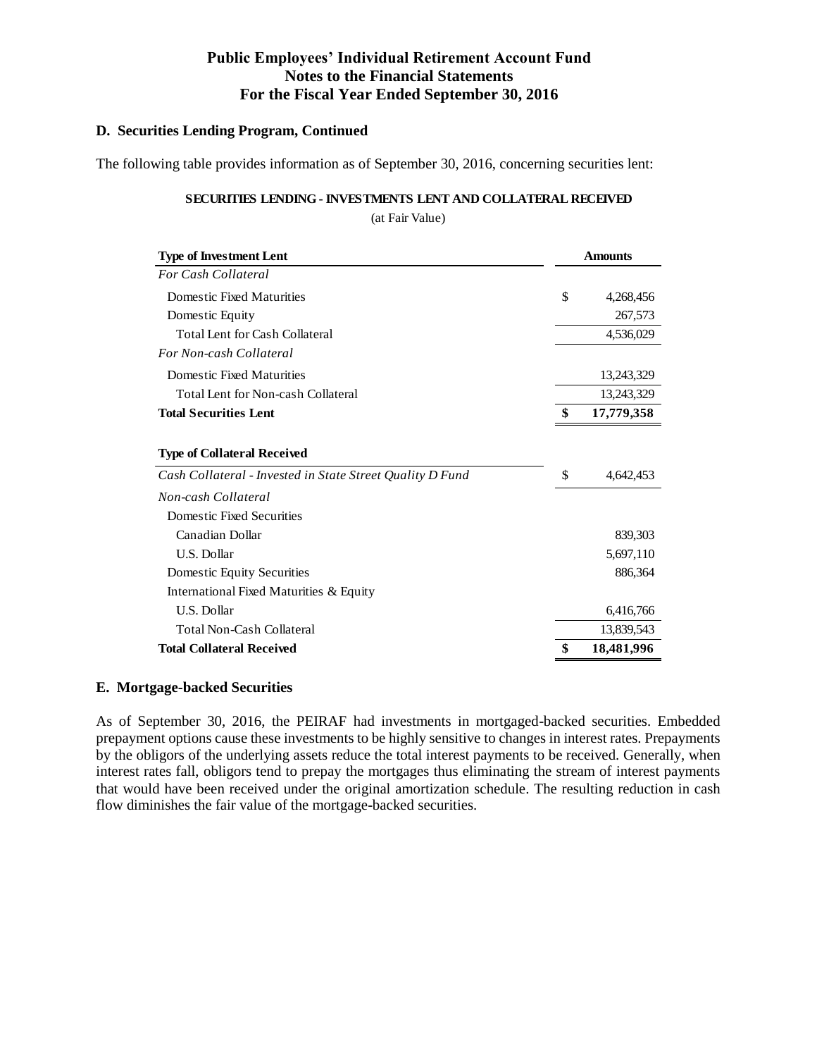**Public Employees' Individual Retirement Account Fund**
**Notes to the Financial Statements**
**For the Fiscal Year Ended September 30, 2016**

### D. Securities Lending Program, Continued

The following table provides information as of September 30, 2016, concerning securities lent:

**SECURITIES LENDING - INVESTMENTS LENT AND COLLATERAL RECEIVED**

(at Fair Value)

| **Type of Investment Lent** | **Amounts** |
|---|---|
| *For Cash Collateral* | |
| Domestic Fixed Maturities | $ 4,268,456 |
| Domestic Equity | 267,573 |
| Total Lent for Cash Collateral | 4,536,029 |
| *For Non-cash Collateral* | |
| Domestic Fixed Maturities | 13,243,329 |
| Total Lent for Non-cash Collateral | 13,243,329 |
| **Total Securities Lent** | **$ 17,779,358** |
| | |
| **Type of Collateral Received** | |
| *Cash Collateral - Invested in State Street Quality D Fund* | $ 4,642,453 |
| *Non-cash Collateral* | |
| Domestic Fixed Securities | |
| Canadian Dollar | 839,303 |
| U.S. Dollar | 5,697,110 |
| Domestic Equity Securities | 886,364 |
| International Fixed Maturities & Equity | |
| U.S. Dollar | 6,416,766 |
| Total Non-Cash Collateral | 13,839,543 |
| **Total Collateral Received** | **$ 18,481,996** |

### E. Mortgage-backed Securities

As of September 30, 2016, the PEIRAF had investments in mortgaged-backed securities. Embedded prepayment options cause these investments to be highly sensitive to changes in interest rates. Prepayments by the obligors of the underlying assets reduce the total interest payments to be received. Generally, when interest rates fall, obligors tend to prepay the mortgages thus eliminating the stream of interest payments that would have been received under the original amortization schedule. The resulting reduction in cash flow diminishes the fair value of the mortgage-backed securities.